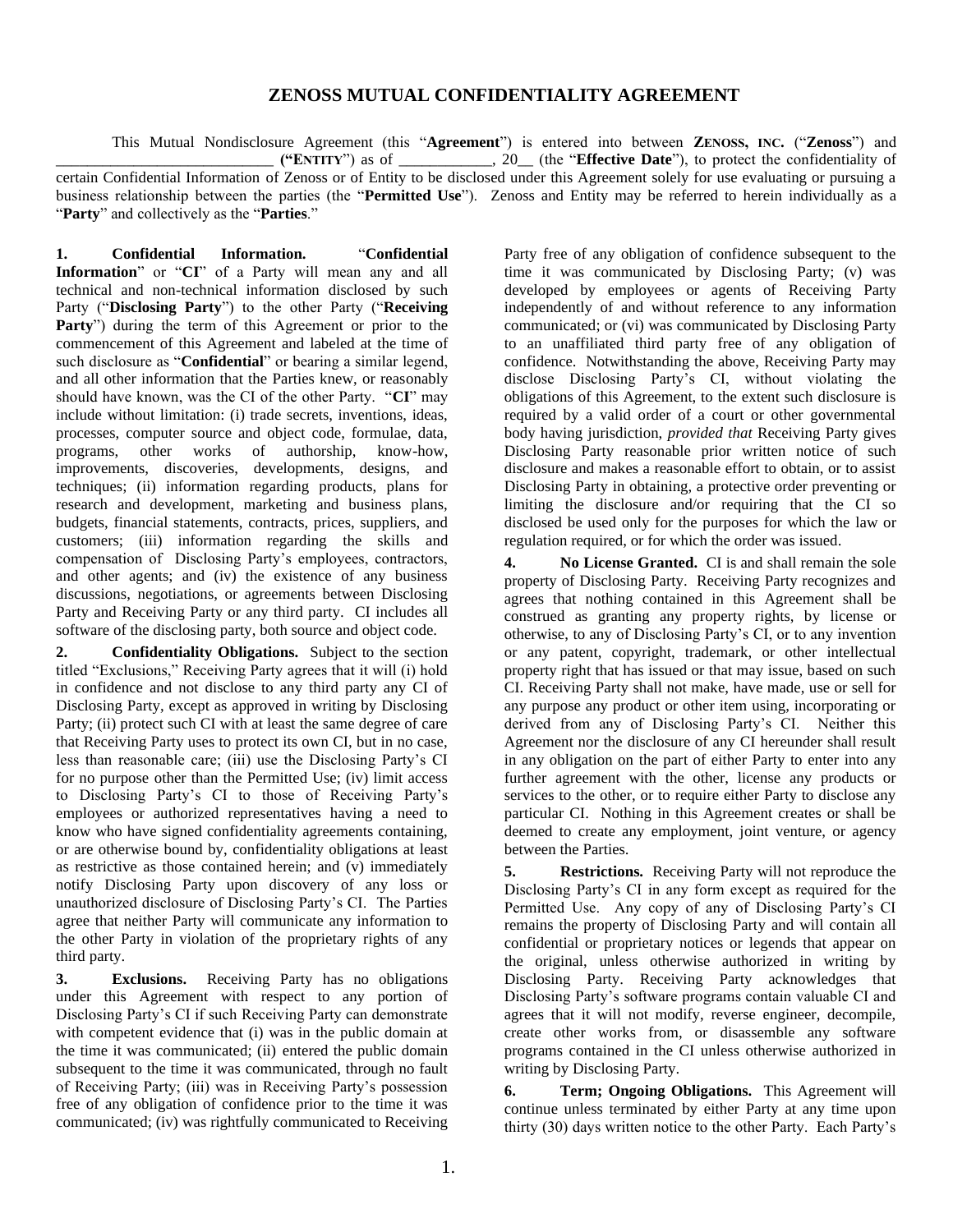# ZENOSS MUTUAL CONFIDENTIALITY AGREEMENT

This Mutual Nondisclosure Agreement (this "**Agreement**") is entered into between **ZENOSS, INC.** ("**Zenoss**") and ____________________________ **("ENTITY")** as of ____________, 20__ (the "**Effective Date**"), to protect the confidentiality of certain Confidential Information of Zenoss or of Entity to be disclosed under this Agreement solely for use evaluating or pursuing a business relationship between the parties (the "**Permitted Use**"). Zenoss and Entity may be referred to herein individually as a "**Party**" and collectively as the "**Parties**."

**1. Confidential Information.** "**Confidential Information**" or "**CI**" of a Party will mean any and all technical and non-technical information disclosed by such Party ("**Disclosing Party**") to the other Party ("**Receiving Party**") during the term of this Agreement or prior to the commencement of this Agreement and labeled at the time of such disclosure as "**Confidential**" or bearing a similar legend, and all other information that the Parties knew, or reasonably should have known, was the CI of the other Party. "**CI**" may include without limitation: (i) trade secrets, inventions, ideas, processes, computer source and object code, formulae, data, programs, other works of authorship, know-how, improvements, discoveries, developments, designs, and techniques; (ii) information regarding products, plans for research and development, marketing and business plans, budgets, financial statements, contracts, prices, suppliers, and customers; (iii) information regarding the skills and compensation of Disclosing Party's employees, contractors, and other agents; and (iv) the existence of any business discussions, negotiations, or agreements between Disclosing Party and Receiving Party or any third party. CI includes all software of the disclosing party, both source and object code.

**2. Confidentiality Obligations.** Subject to the section titled "Exclusions," Receiving Party agrees that it will (i) hold in confidence and not disclose to any third party any CI of Disclosing Party, except as approved in writing by Disclosing Party; (ii) protect such CI with at least the same degree of care that Receiving Party uses to protect its own CI, but in no case, less than reasonable care; (iii) use the Disclosing Party's CI for no purpose other than the Permitted Use; (iv) limit access to Disclosing Party's CI to those of Receiving Party's employees or authorized representatives having a need to know who have signed confidentiality agreements containing, or are otherwise bound by, confidentiality obligations at least as restrictive as those contained herein; and (v) immediately notify Disclosing Party upon discovery of any loss or unauthorized disclosure of Disclosing Party's CI. The Parties agree that neither Party will communicate any information to the other Party in violation of the proprietary rights of any third party.

**3. Exclusions.** Receiving Party has no obligations under this Agreement with respect to any portion of Disclosing Party's CI if such Receiving Party can demonstrate with competent evidence that (i) was in the public domain at the time it was communicated; (ii) entered the public domain subsequent to the time it was communicated, through no fault of Receiving Party; (iii) was in Receiving Party's possession free of any obligation of confidence prior to the time it was communicated; (iv) was rightfully communicated to Receiving Party free of any obligation of confidence subsequent to the time it was communicated by Disclosing Party; (v) was developed by employees or agents of Receiving Party independently of and without reference to any information communicated; or (vi) was communicated by Disclosing Party to an unaffiliated third party free of any obligation of confidence. Notwithstanding the above, Receiving Party may disclose Disclosing Party's CI, without violating the obligations of this Agreement, to the extent such disclosure is required by a valid order of a court or other governmental body having jurisdiction, *provided that* Receiving Party gives Disclosing Party reasonable prior written notice of such disclosure and makes a reasonable effort to obtain, or to assist Disclosing Party in obtaining, a protective order preventing or limiting the disclosure and/or requiring that the CI so disclosed be used only for the purposes for which the law or regulation required, or for which the order was issued.

**4. No License Granted.** CI is and shall remain the sole property of Disclosing Party. Receiving Party recognizes and agrees that nothing contained in this Agreement shall be construed as granting any property rights, by license or otherwise, to any of Disclosing Party's CI, or to any invention or any patent, copyright, trademark, or other intellectual property right that has issued or that may issue, based on such CI. Receiving Party shall not make, have made, use or sell for any purpose any product or other item using, incorporating or derived from any of Disclosing Party's CI. Neither this Agreement nor the disclosure of any CI hereunder shall result in any obligation on the part of either Party to enter into any further agreement with the other, license any products or services to the other, or to require either Party to disclose any particular CI. Nothing in this Agreement creates or shall be deemed to create any employment, joint venture, or agency between the Parties.

**5. Restrictions.** Receiving Party will not reproduce the Disclosing Party's CI in any form except as required for the Permitted Use. Any copy of any of Disclosing Party's CI remains the property of Disclosing Party and will contain all confidential or proprietary notices or legends that appear on the original, unless otherwise authorized in writing by Disclosing Party. Receiving Party acknowledges that Disclosing Party's software programs contain valuable CI and agrees that it will not modify, reverse engineer, decompile, create other works from, or disassemble any software programs contained in the CI unless otherwise authorized in writing by Disclosing Party.

**6. Term; Ongoing Obligations.** This Agreement will continue unless terminated by either Party at any time upon thirty (30) days written notice to the other Party. Each Party's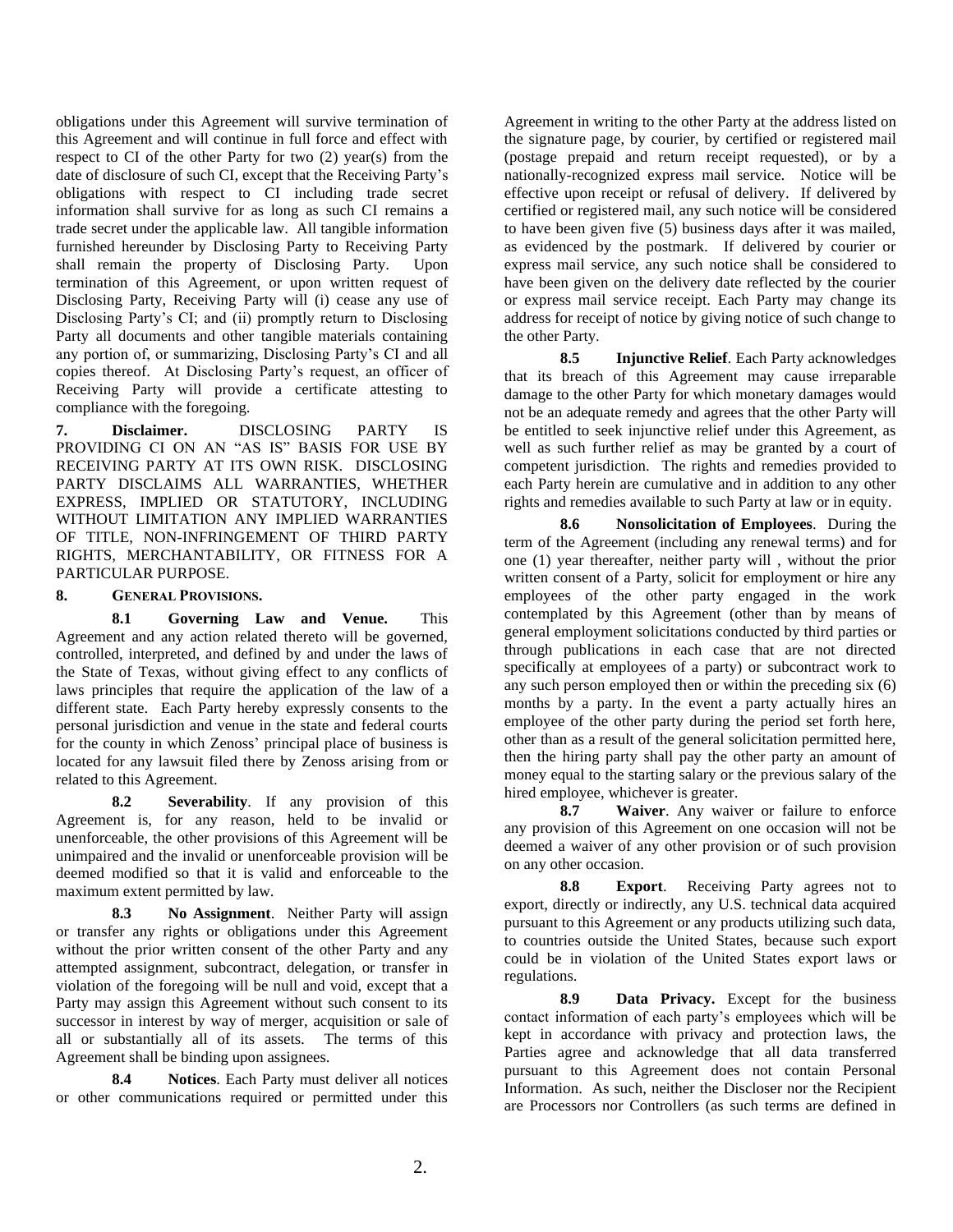obligations under this Agreement will survive termination of this Agreement and will continue in full force and effect with respect to CI of the other Party for two (2) year(s) from the date of disclosure of such CI, except that the Receiving Party's obligations with respect to CI including trade secret information shall survive for as long as such CI remains a trade secret under the applicable law. All tangible information furnished hereunder by Disclosing Party to Receiving Party shall remain the property of Disclosing Party. Upon termination of this Agreement, or upon written request of Disclosing Party, Receiving Party will (i) cease any use of Disclosing Party's CI; and (ii) promptly return to Disclosing Party all documents and other tangible materials containing any portion of, or summarizing, Disclosing Party's CI and all copies thereof. At Disclosing Party's request, an officer of Receiving Party will provide a certificate attesting to compliance with the foregoing.

**7. Disclaimer.** DISCLOSING PARTY IS PROVIDING CI ON AN "AS IS" BASIS FOR USE BY RECEIVING PARTY AT ITS OWN RISK. DISCLOSING PARTY DISCLAIMS ALL WARRANTIES, WHETHER EXPRESS, IMPLIED OR STATUTORY, INCLUDING WITHOUT LIMITATION ANY IMPLIED WARRANTIES OF TITLE, NON-INFRINGEMENT OF THIRD PARTY RIGHTS, MERCHANTABILITY, OR FITNESS FOR A PARTICULAR PURPOSE.

**8. GENERAL PROVISIONS.**

**8.1 Governing Law and Venue.** This Agreement and any action related thereto will be governed, controlled, interpreted, and defined by and under the laws of the State of Texas, without giving effect to any conflicts of laws principles that require the application of the law of a different state. Each Party hereby expressly consents to the personal jurisdiction and venue in the state and federal courts for the county in which Zenoss' principal place of business is located for any lawsuit filed there by Zenoss arising from or related to this Agreement.

**8.2 Severability**. If any provision of this Agreement is, for any reason, held to be invalid or unenforceable, the other provisions of this Agreement will be unimpaired and the invalid or unenforceable provision will be deemed modified so that it is valid and enforceable to the maximum extent permitted by law.

**8.3 No Assignment**. Neither Party will assign or transfer any rights or obligations under this Agreement without the prior written consent of the other Party and any attempted assignment, subcontract, delegation, or transfer in violation of the foregoing will be null and void, except that a Party may assign this Agreement without such consent to its successor in interest by way of merger, acquisition or sale of all or substantially all of its assets. The terms of this Agreement shall be binding upon assignees.

**8.4 Notices**. Each Party must deliver all notices or other communications required or permitted under this Agreement in writing to the other Party at the address listed on the signature page, by courier, by certified or registered mail (postage prepaid and return receipt requested), or by a nationally-recognized express mail service. Notice will be effective upon receipt or refusal of delivery. If delivered by certified or registered mail, any such notice will be considered to have been given five (5) business days after it was mailed, as evidenced by the postmark. If delivered by courier or express mail service, any such notice shall be considered to have been given on the delivery date reflected by the courier or express mail service receipt. Each Party may change its address for receipt of notice by giving notice of such change to the other Party.

**8.5 Injunctive Relief**. Each Party acknowledges that its breach of this Agreement may cause irreparable damage to the other Party for which monetary damages would not be an adequate remedy and agrees that the other Party will be entitled to seek injunctive relief under this Agreement, as well as such further relief as may be granted by a court of competent jurisdiction. The rights and remedies provided to each Party herein are cumulative and in addition to any other rights and remedies available to such Party at law or in equity.

**8.6 Nonsolicitation of Employees**. During the term of the Agreement (including any renewal terms) and for one (1) year thereafter, neither party will , without the prior written consent of a Party, solicit for employment or hire any employees of the other party engaged in the work contemplated by this Agreement (other than by means of general employment solicitations conducted by third parties or through publications in each case that are not directed specifically at employees of a party) or subcontract work to any such person employed then or within the preceding six (6) months by a party. In the event a party actually hires an employee of the other party during the period set forth here, other than as a result of the general solicitation permitted here, then the hiring party shall pay the other party an amount of money equal to the starting salary or the previous salary of the hired employee, whichever is greater.

**8.7 Waiver**. Any waiver or failure to enforce any provision of this Agreement on one occasion will not be deemed a waiver of any other provision or of such provision on any other occasion.

**8.8 Export**. Receiving Party agrees not to export, directly or indirectly, any U.S. technical data acquired pursuant to this Agreement or any products utilizing such data, to countries outside the United States, because such export could be in violation of the United States export laws or regulations.

**8.9 Data Privacy.** Except for the business contact information of each party's employees which will be kept in accordance with privacy and protection laws, the Parties agree and acknowledge that all data transferred pursuant to this Agreement does not contain Personal Information. As such, neither the Discloser nor the Recipient are Processors nor Controllers (as such terms are defined in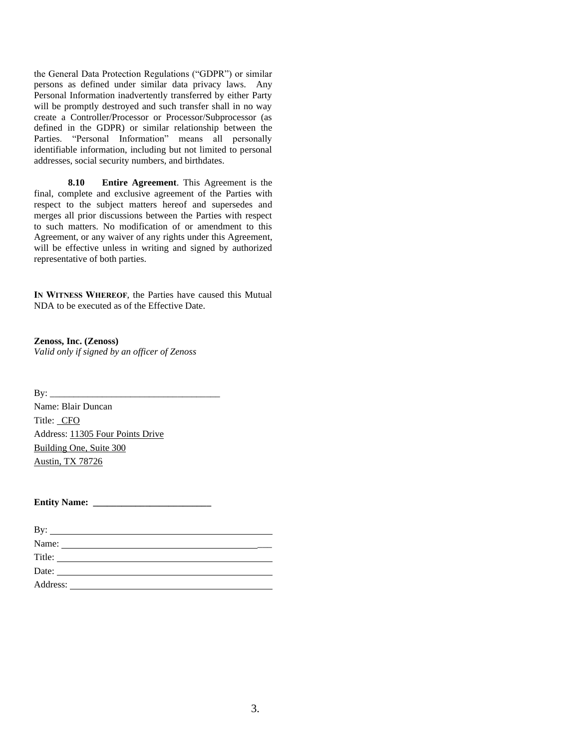the General Data Protection Regulations ("GDPR") or similar persons as defined under similar data privacy laws. Any Personal Information inadvertently transferred by either Party will be promptly destroyed and such transfer shall in no way create a Controller/Processor or Processor/Subprocessor (as defined in the GDPR) or similar relationship between the Parties. "Personal Information" means all personally identifiable information, including but not limited to personal addresses, social security numbers, and birthdates.

**8.10 Entire Agreement**. This Agreement is the final, complete and exclusive agreement of the Parties with respect to the subject matters hereof and supersedes and merges all prior discussions between the Parties with respect to such matters. No modification of or amendment to this Agreement, or any waiver of any rights under this Agreement, will be effective unless in writing and signed by authorized representative of both parties.

**IN WITNESS WHEREOF**, the Parties have caused this Mutual NDA to be executed as of the Effective Date.

**Zenoss, Inc. (Zenoss)**
*Valid only if signed by an officer of Zenoss*

By: ___________________________________
Name: Blair Duncan
Title: CFO
Address: 11305 Four Points Drive
Building One, Suite 300
Austin, TX 78726

**Entity Name: ________________________**

By: ___________________________________
Name: ___________________________________
Title: ___________________________________
Date: ___________________________________
Address: ___________________________________